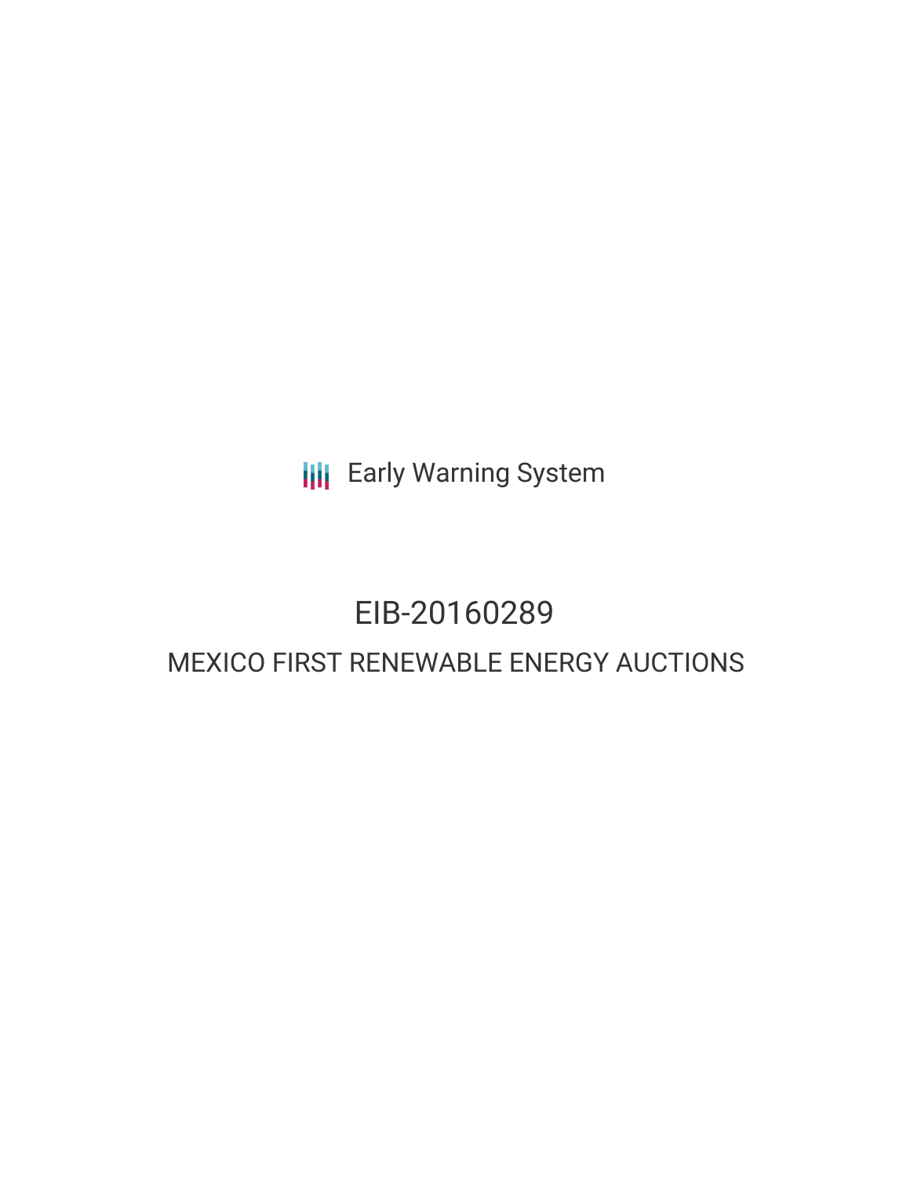Early Warning System

# EIB-20160289

## MEXICO FIRST RENEWABLE ENERGY AUCTIONS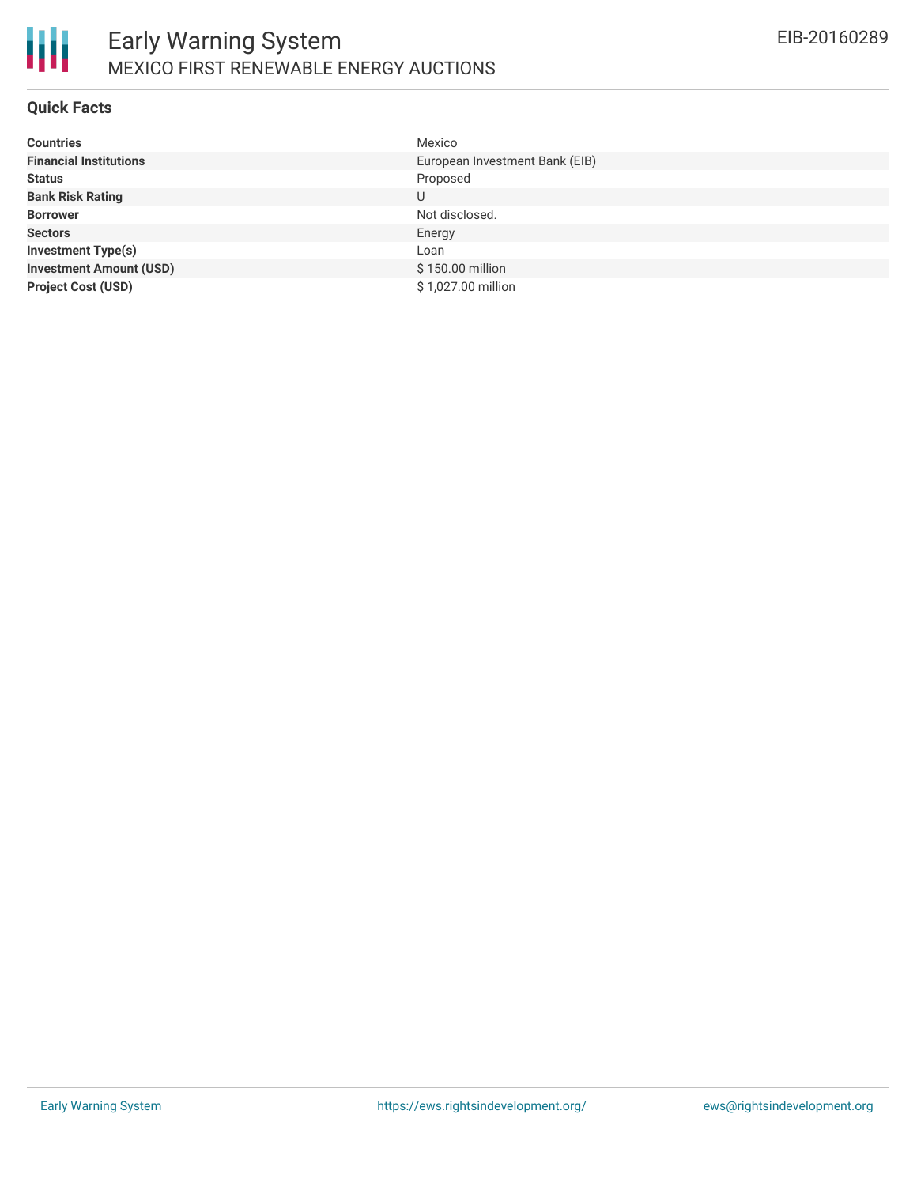## Quick Facts

| | |
|---|---|
| **Countries** | Mexico |
| **Financial Institutions** | European Investment Bank (EIB) |
| **Status** | Proposed |
| **Bank Risk Rating** | U |
| **Borrower** | Not disclosed. |
| **Sectors** | Energy |
| **Investment Type(s)** | Loan |
| **Investment Amount (USD)** | $ 150.00 million |
| **Project Cost (USD)** | $ 1,027.00 million |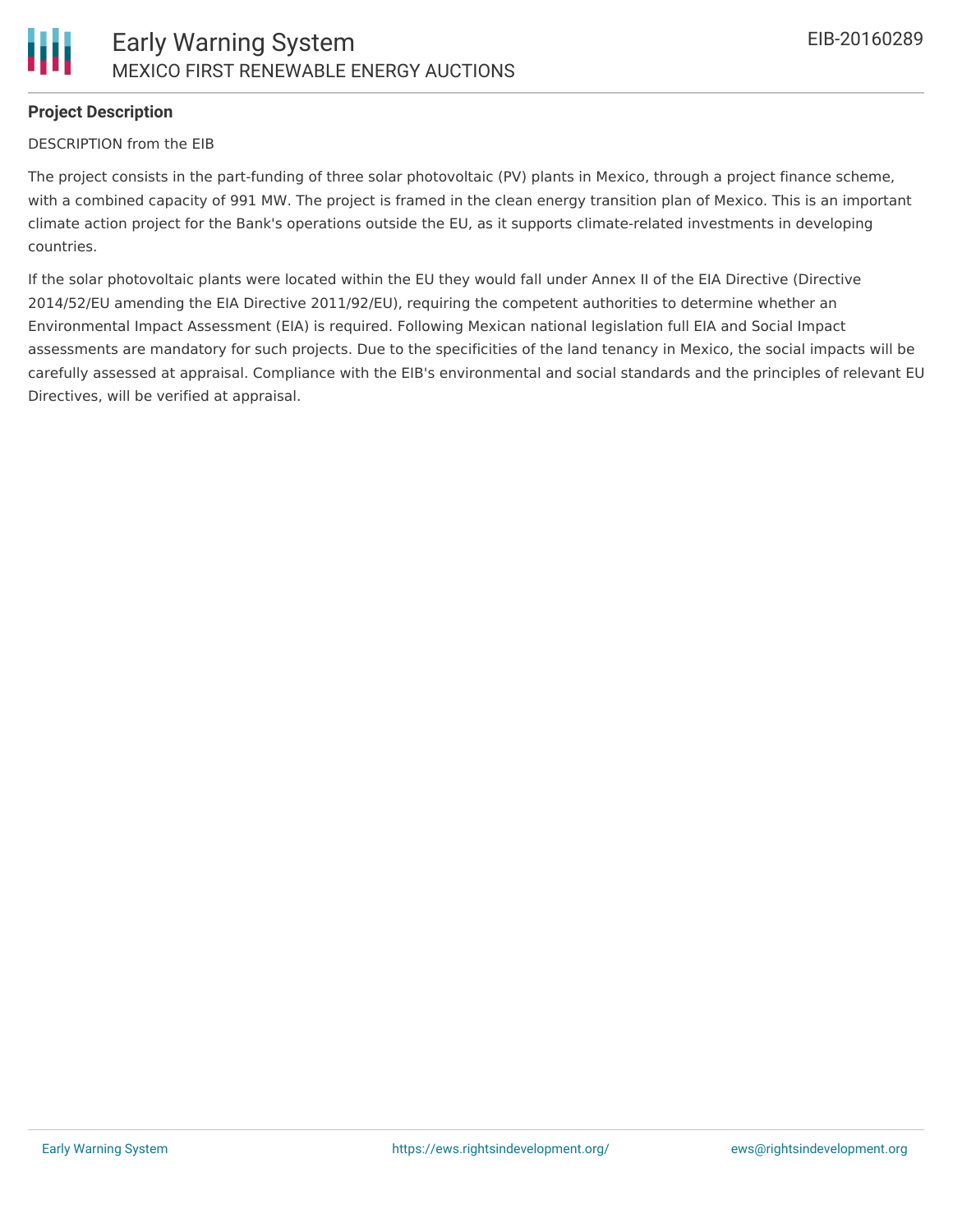**Project Description**

DESCRIPTION from the EIB

The project consists in the part-funding of three solar photovoltaic (PV) plants in Mexico, through a project finance scheme, with a combined capacity of 991 MW. The project is framed in the clean energy transition plan of Mexico. This is an important climate action project for the Bank's operations outside the EU, as it supports climate-related investments in developing countries.

If the solar photovoltaic plants were located within the EU they would fall under Annex II of the EIA Directive (Directive 2014/52/EU amending the EIA Directive 2011/92/EU), requiring the competent authorities to determine whether an Environmental Impact Assessment (EIA) is required. Following Mexican national legislation full EIA and Social Impact assessments are mandatory for such projects. Due to the specificities of the land tenancy in Mexico, the social impacts will be carefully assessed at appraisal. Compliance with the EIB's environmental and social standards and the principles of relevant EU Directives, will be verified at appraisal.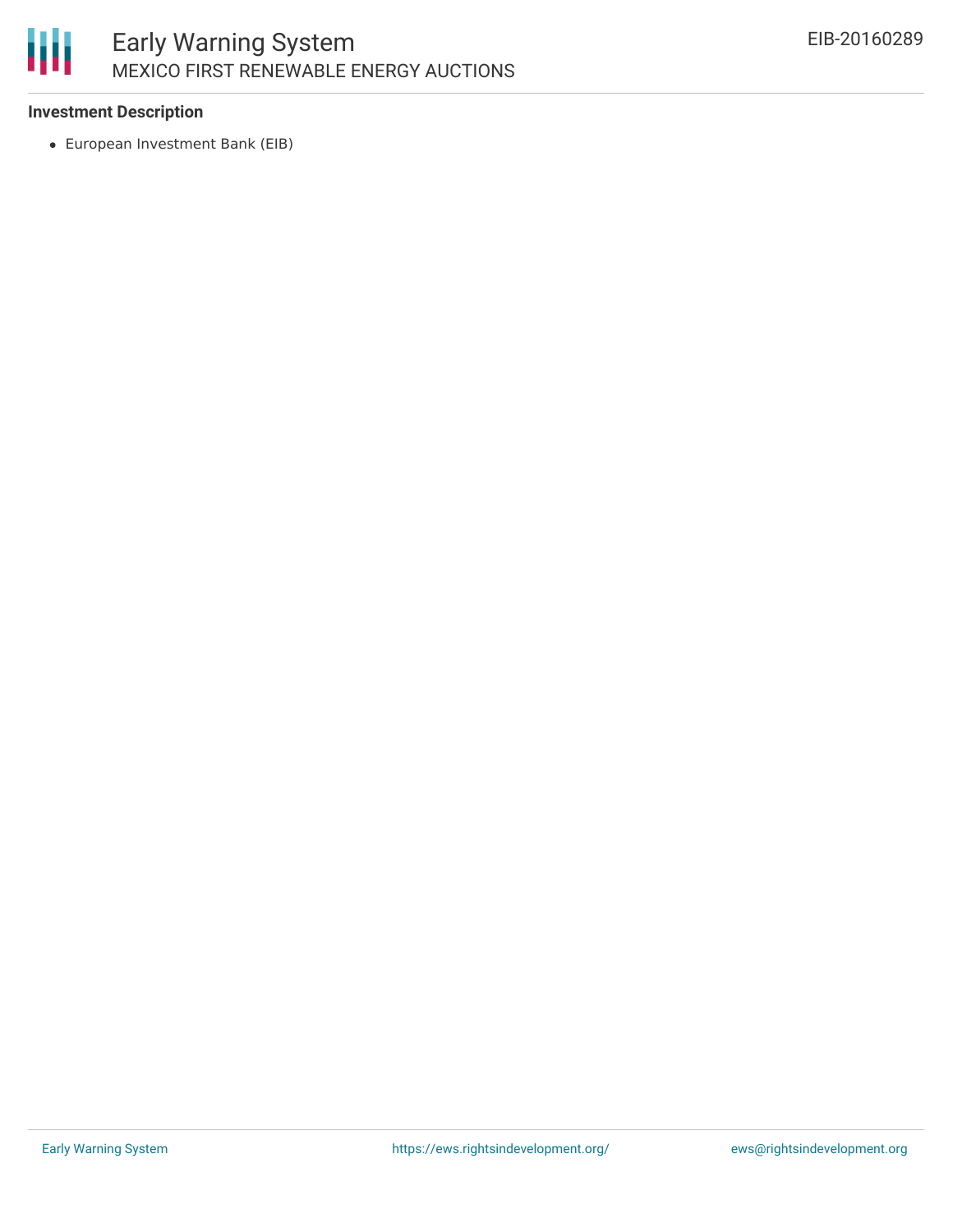## Investment Description

- European Investment Bank (EIB)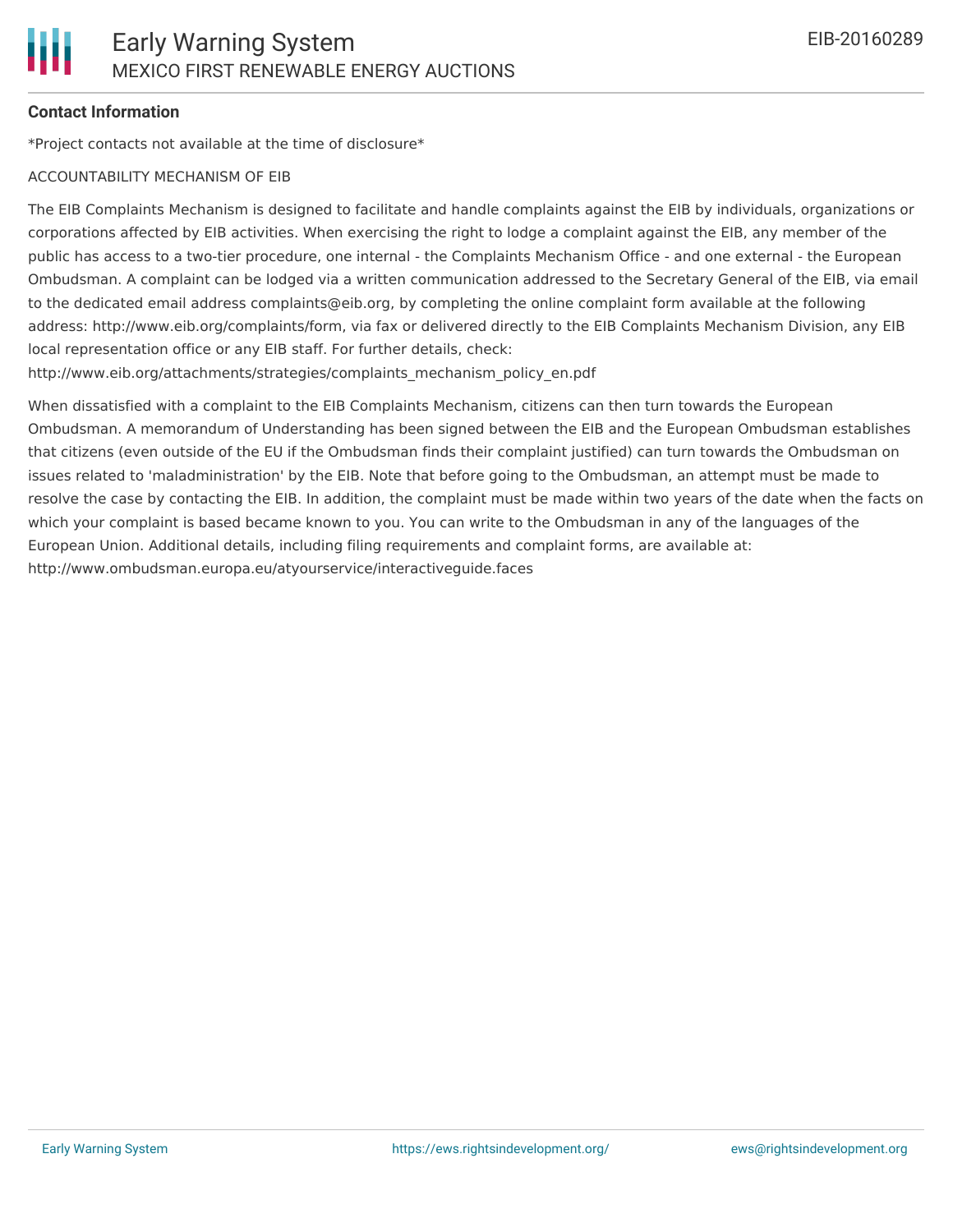## Contact Information

*Project contacts not available at the time of disclosure*

ACCOUNTABILITY MECHANISM OF EIB

The EIB Complaints Mechanism is designed to facilitate and handle complaints against the EIB by individuals, organizations or corporations affected by EIB activities. When exercising the right to lodge a complaint against the EIB, any member of the public has access to a two-tier procedure, one internal - the Complaints Mechanism Office - and one external - the European Ombudsman. A complaint can be lodged via a written communication addressed to the Secretary General of the EIB, via email to the dedicated email address complaints@eib.org, by completing the online complaint form available at the following address: http://www.eib.org/complaints/form, via fax or delivered directly to the EIB Complaints Mechanism Division, any EIB local representation office or any EIB staff. For further details, check: http://www.eib.org/attachments/strategies/complaints_mechanism_policy_en.pdf

When dissatisfied with a complaint to the EIB Complaints Mechanism, citizens can then turn towards the European Ombudsman. A memorandum of Understanding has been signed between the EIB and the European Ombudsman establishes that citizens (even outside of the EU if the Ombudsman finds their complaint justified) can turn towards the Ombudsman on issues related to 'maladministration' by the EIB. Note that before going to the Ombudsman, an attempt must be made to resolve the case by contacting the EIB. In addition, the complaint must be made within two years of the date when the facts on which your complaint is based became known to you. You can write to the Ombudsman in any of the languages of the European Union. Additional details, including filing requirements and complaint forms, are available at: http://www.ombudsman.europa.eu/atyourservice/interactiveguide.faces